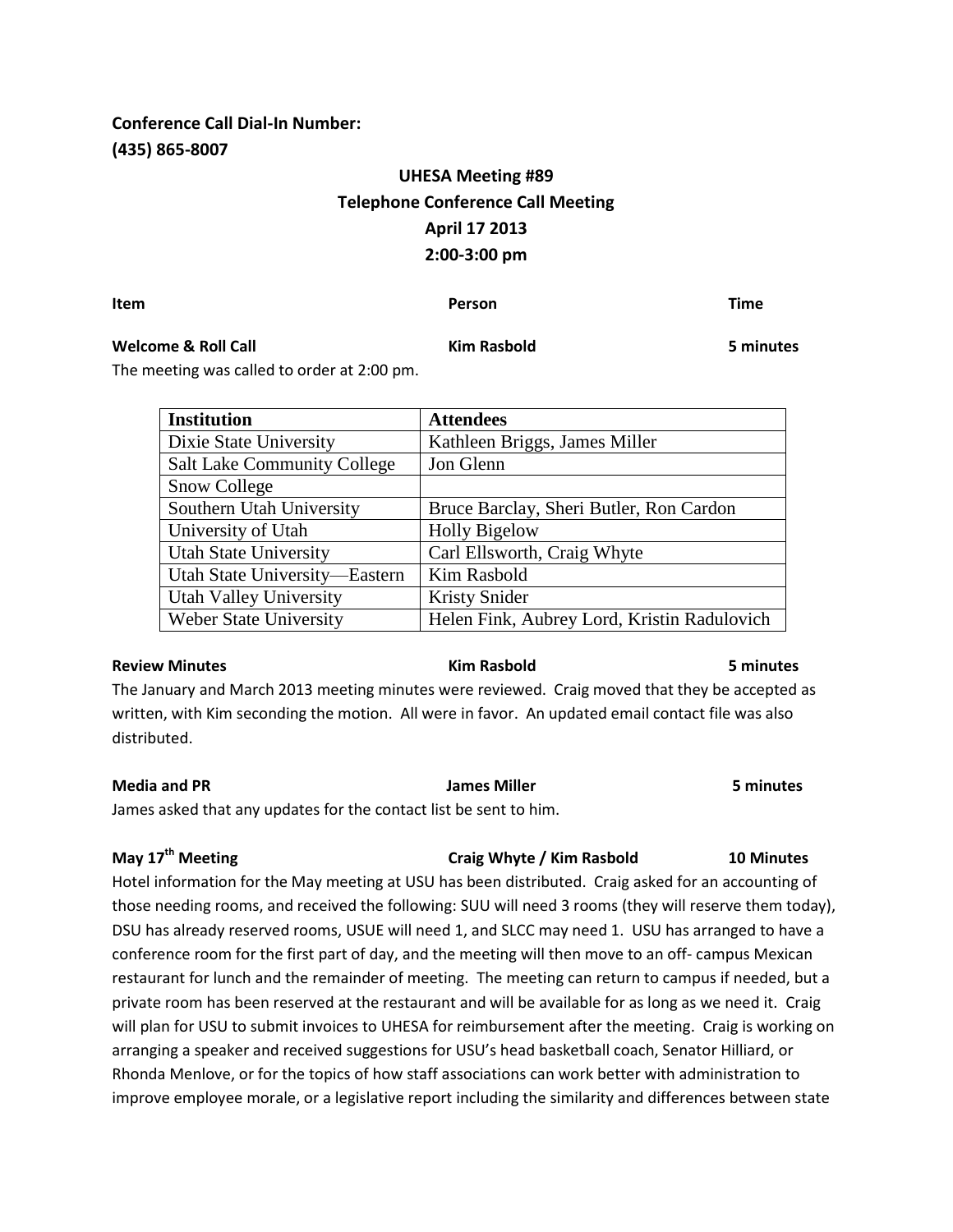**Conference Call Dial-In Number:**
**(435) 865-8007**

## UHESA Meeting #89
## Telephone Conference Call Meeting
## April 17 2013
## 2:00-3:00 pm

| **Item** | **Person** | **Time** |
|---|---|---|
| **Welcome & Roll Call** | **Kim Rasbold** | **5 minutes** |

The meeting was called to order at 2:00 pm.

| Institution | Attendees |
|---|---|
| Dixie State University | Kathleen Briggs, James Miller |
| Salt Lake Community College | Jon Glenn |
| Snow College | |
| Southern Utah University | Bruce Barclay, Sheri Butler, Ron Cardon |
| University of Utah | Holly Bigelow |
| Utah State University | Carl Ellsworth, Craig Whyte |
| Utah State University—Eastern | Kim Rasbold |
| Utah Valley University | Kristy Snider |
| Weber State University | Helen Fink, Aubrey Lord, Kristin Radulovich |

**Review Minutes** | **Kim Rasbold** | **5 minutes**

The January and March 2013 meeting minutes were reviewed. Craig moved that they be accepted as written, with Kim seconding the motion. All were in favor. An updated email contact file was also distributed.

**Media and PR** | **James Miller** | **5 minutes**

James asked that any updates for the contact list be sent to him.

**May 17th Meeting** | **Craig Whyte / Kim Rasbold** | **10 Minutes**

Hotel information for the May meeting at USU has been distributed. Craig asked for an accounting of those needing rooms, and received the following: SUU will need 3 rooms (they will reserve them today), DSU has already reserved rooms, USUE will need 1, and SLCC may need 1. USU has arranged to have a conference room for the first part of day, and the meeting will then move to an off- campus Mexican restaurant for lunch and the remainder of meeting. The meeting can return to campus if needed, but a private room has been reserved at the restaurant and will be available for as long as we need it. Craig will plan for USU to submit invoices to UHESA for reimbursement after the meeting. Craig is working on arranging a speaker and received suggestions for USU's head basketball coach, Senator Hilliard, or Rhonda Menlove, or for the topics of how staff associations can work better with administration to improve employee morale, or a legislative report including the similarity and differences between state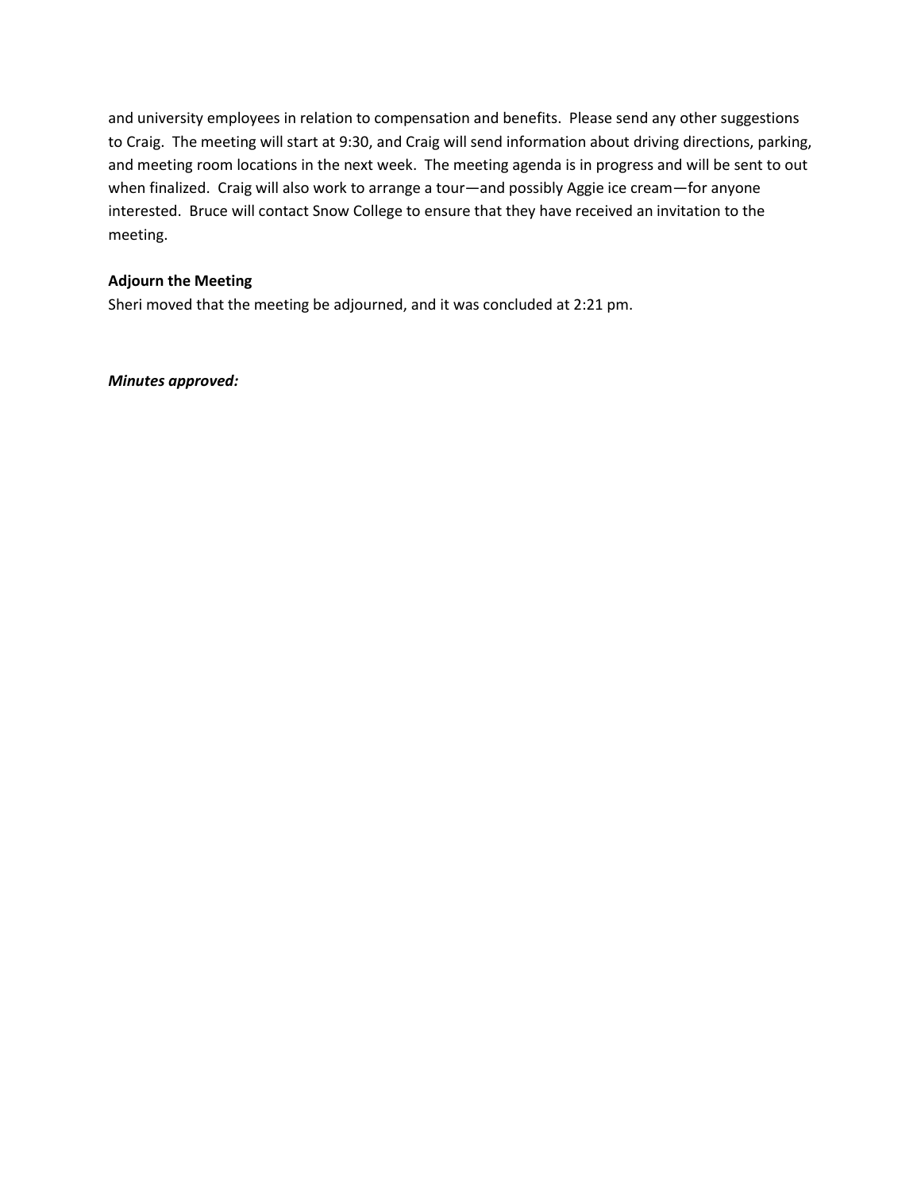and university employees in relation to compensation and benefits. Please send any other suggestions to Craig. The meeting will start at 9:30, and Craig will send information about driving directions, parking, and meeting room locations in the next week. The meeting agenda is in progress and will be sent to out when finalized. Craig will also work to arrange a tour—and possibly Aggie ice cream—for anyone interested. Bruce will contact Snow College to ensure that they have received an invitation to the meeting.

**Adjourn the Meeting**

Sheri moved that the meeting be adjourned, and it was concluded at 2:21 pm.

***Minutes approved:***